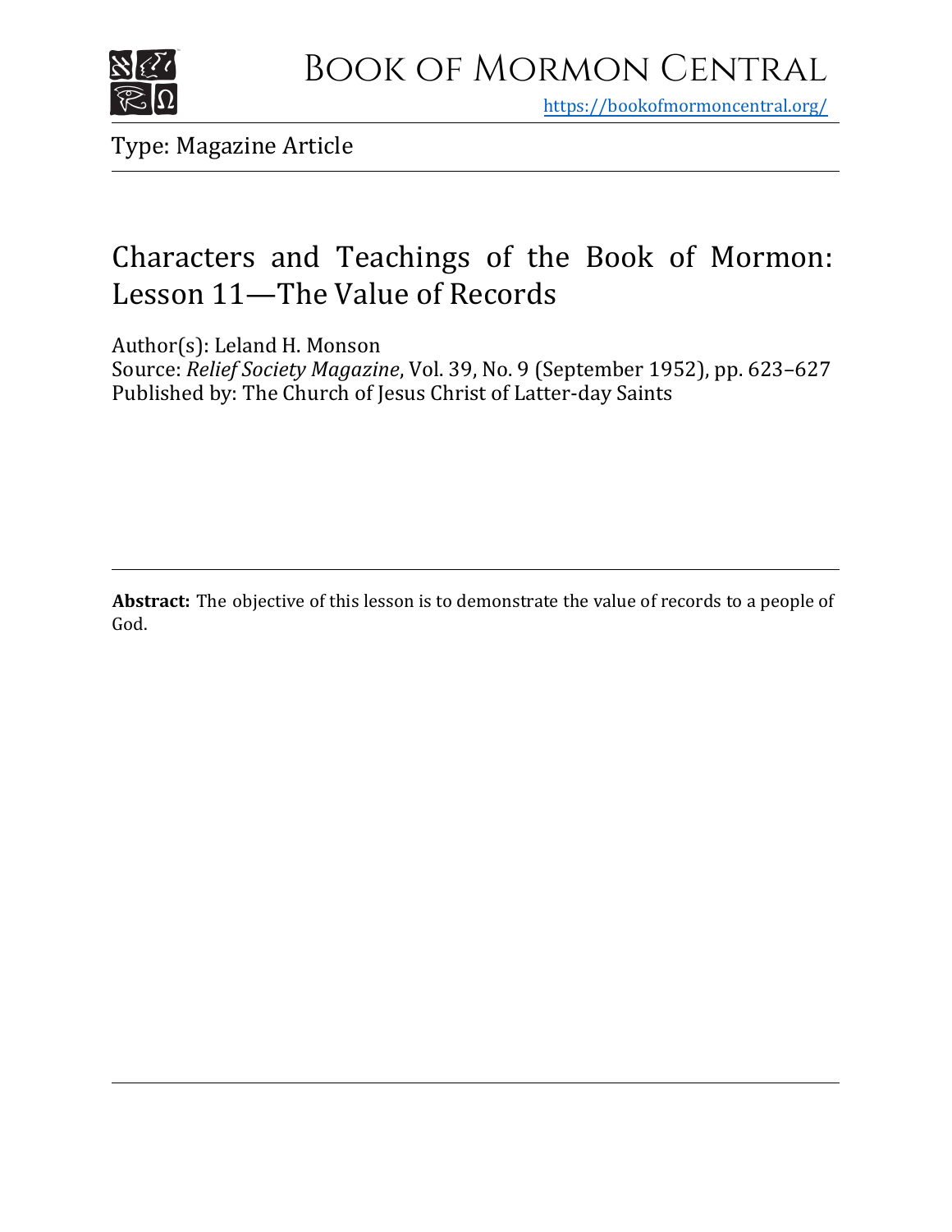# Book of Mormon Central

https://bookofmormoncentral.org/

Type: Magazine Article

## Characters and Teachings of the Book of Mormon: Lesson 11—The Value of Records

Author(s): Leland H. Monson
Source: *Relief Society Magazine*, Vol. 39, No. 9 (September 1952), pp. 623–627
Published by: The Church of Jesus Christ of Latter-day Saints

**Abstract:** The objective of this lesson is to demonstrate the value of records to a people of God.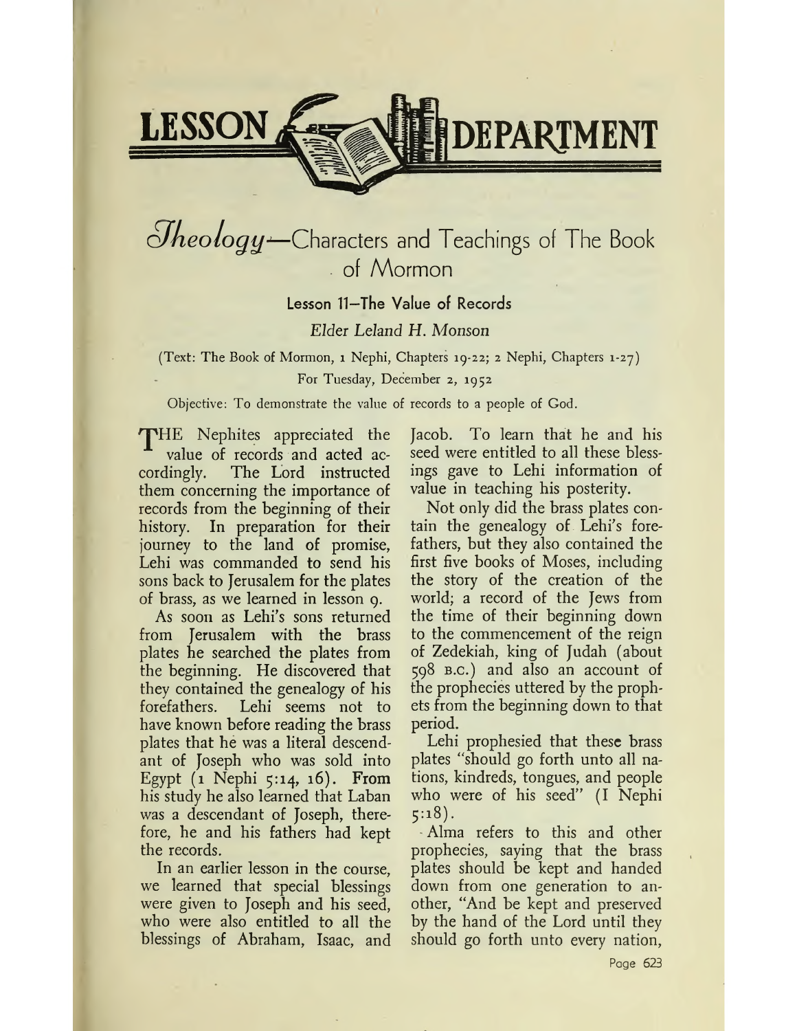# LESSON DEPARTMENT

## Theology—Characters and Teachings of The Book of Mormon

### Lesson 11—The Value of Records

*Elder Leland H. Monson*

(Text: The Book of Mormon, 1 Nephi, Chapters 19-22; 2 Nephi, Chapters 1-27)

For Tuesday, December 2, 1952

Objective: To demonstrate the value of records to a people of God.

THE Nephites appreciated the value of records and acted accordingly. The Lord instructed them concerning the importance of records from the beginning of their history. In preparation for their journey to the land of promise, Lehi was commanded to send his sons back to Jerusalem for the plates of brass, as we learned in lesson 9.

As soon as Lehi's sons returned from Jerusalem with the brass plates he searched the plates from the beginning. He discovered that they contained the genealogy of his forefathers. Lehi seems not to have known before reading the brass plates that he was a literal descendant of Joseph who was sold into Egypt (1 Nephi 5:14, 16). From his study he also learned that Laban was a descendant of Joseph, therefore, he and his fathers had kept the records.

In an earlier lesson in the course, we learned that special blessings were given to Joseph and his seed, who were also entitled to all the blessings of Abraham, Isaac, and Jacob. To learn that he and his seed were entitled to all these blessings gave to Lehi information of value in teaching his posterity.

Not only did the brass plates contain the genealogy of Lehi's forefathers, but they also contained the first five books of Moses, including the story of the creation of the world; a record of the Jews from the time of their beginning down to the commencement of the reign of Zedekiah, king of Judah (about 598 B.C.) and also an account of the prophecies uttered by the prophets from the beginning down to that period.

Lehi prophesied that these brass plates "should go forth unto all nations, kindreds, tongues, and people who were of his seed" (I Nephi 5:18).

Alma refers to this and other prophecies, saying that the brass plates should be kept and handed down from one generation to another, "And be kept and preserved by the hand of the Lord until they should go forth unto every nation,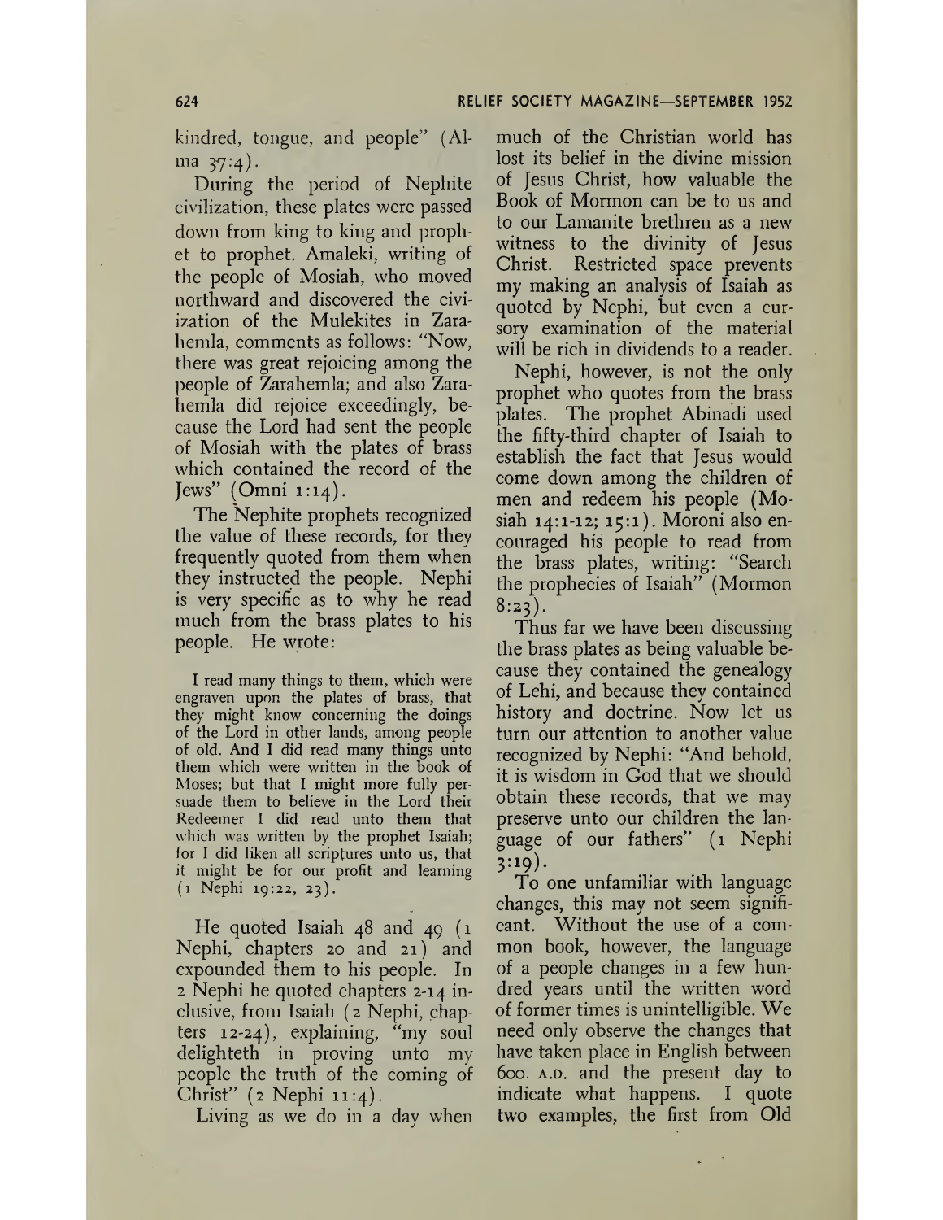kindred, tongue, and people" (Alma 37:4).

During the period of Nephite civilization, these plates were passed down from king to king and prophet to prophet. Amaleki, writing of the people of Mosiah, who moved northward and discovered the civilization of the Mulekites in Zarahemla, comments as follows: "Now, there was great rejoicing among the people of Zarahemla; and also Zarahemla did rejoice exceedingly, because the Lord had sent the people of Mosiah with the plates of brass which contained the record of the Jews" (Omni 1:14).

The Nephite prophets recognized the value of these records, for they frequently quoted from them when they instructed the people. Nephi is very specific as to why he read much from the brass plates to his people. He wrote:

> I read many things to them, which were engraven upon the plates of brass, that they might know concerning the doings of the Lord in other lands, among people of old. And I did read many things unto them which were written in the book of Moses; but that I might more fully persuade them to believe in the Lord their Redeemer I did read unto them that which was written by the prophet Isaiah; for I did liken all scriptures unto us, that it might be for our profit and learning (1 Nephi 19:22, 23).

He quoted Isaiah 48 and 49 (1 Nephi, chapters 20 and 21) and expounded them to his people. In 2 Nephi he quoted chapters 2-14 inclusive, from Isaiah (2 Nephi, chapters 12-24), explaining, "my soul delighteth in proving unto my people the truth of the coming of Christ" (2 Nephi 11:4).

Living as we do in a day when much of the Christian world has lost its belief in the divine mission of Jesus Christ, how valuable the Book of Mormon can be to us and to our Lamanite brethren as a new witness to the divinity of Jesus Christ. Restricted space prevents my making an analysis of Isaiah as quoted by Nephi, but even a cursory examination of the material will be rich in dividends to a reader.

Nephi, however, is not the only prophet who quotes from the brass plates. The prophet Abinadi used the fifty-third chapter of Isaiah to establish the fact that Jesus would come down among the children of men and redeem his people (Mosiah 14:1-12; 15:1). Moroni also encouraged his people to read from the brass plates, writing: "Search the prophecies of Isaiah" (Mormon 8:23).

Thus far we have been discussing the brass plates as being valuable because they contained the genealogy of Lehi, and because they contained history and doctrine. Now let us turn our attention to another value recognized by Nephi: "And behold, it is wisdom in God that we should obtain these records, that we may preserve unto our children the language of our fathers" (1 Nephi 3:19).

To one unfamiliar with language changes, this may not seem significant. Without the use of a common book, however, the language of a people changes in a few hundred years until the written word of former times is unintelligible. We need only observe the changes that have taken place in English between 600 A.D. and the present day to indicate what happens. I quote two examples, the first from Old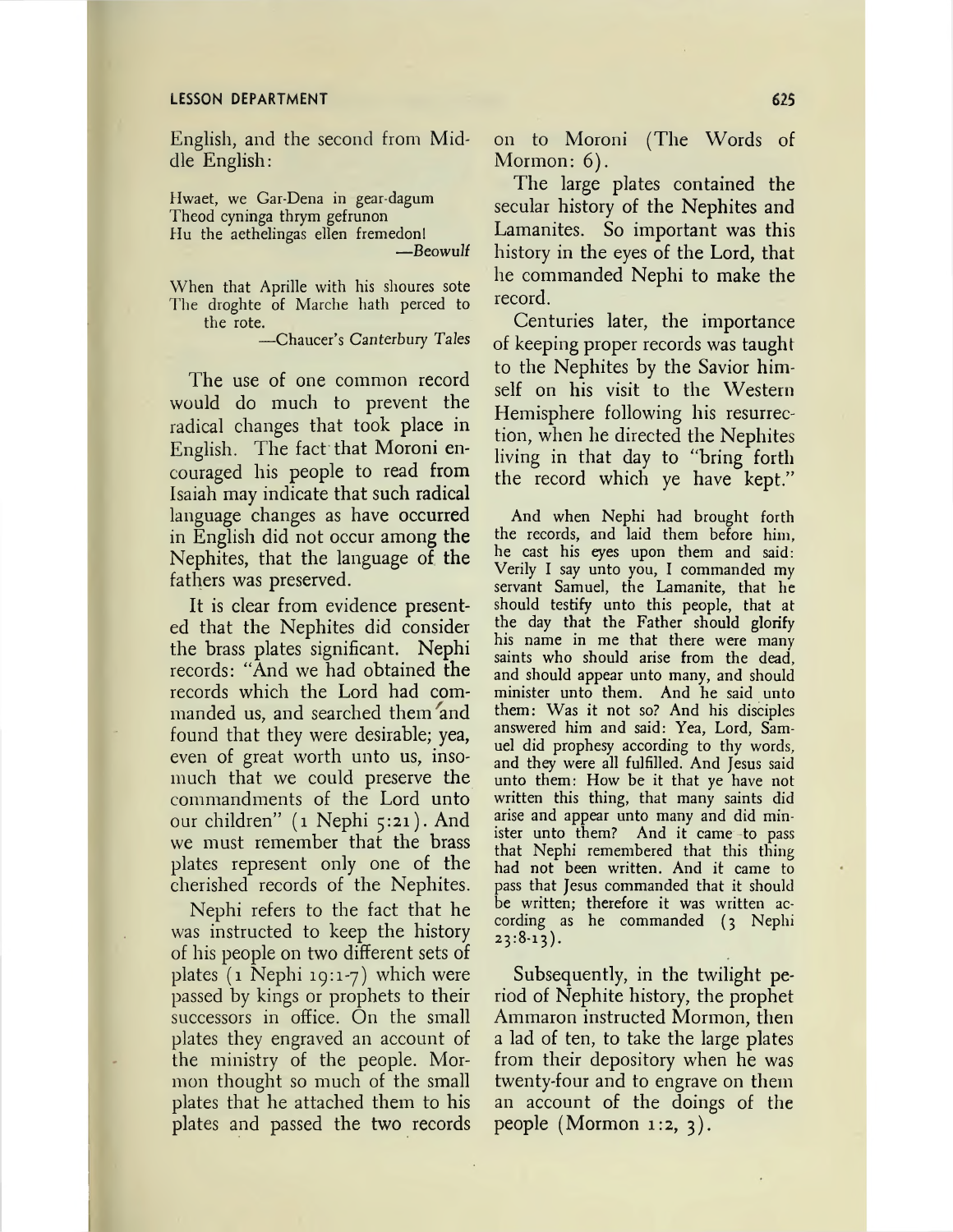English, and the second from Middle English:

> Hwaet, we Gar-Dena in gear-dagum
> Theod cyninga thrym gefrunon
> Hu the aethelingas ellen fremedon!
>
> —*Beowulf*

> When that Aprille with his shoures sote
> The droghte of Marche hath perced to the rote.
>
> —Chaucer's *Canterbury Tales*

The use of one common record would do much to prevent the radical changes that took place in English. The fact that Moroni encouraged his people to read from Isaiah may indicate that such radical language changes as have occurred in English did not occur among the Nephites, that the language of the fathers was preserved.

It is clear from evidence presented that the Nephites did consider the brass plates significant. Nephi records: "And we had obtained the records which the Lord had commanded us, and searched them and found that they were desirable; yea, even of great worth unto us, insomuch that we could preserve the commandments of the Lord unto our children" (1 Nephi 5:21). And we must remember that the brass plates represent only one of the cherished records of the Nephites.

Nephi refers to the fact that he was instructed to keep the history of his people on two different sets of plates (1 Nephi 19:1-7) which were passed by kings or prophets to their successors in office. On the small plates they engraved an account of the ministry of the people. Mormon thought so much of the small plates that he attached them to his plates and passed the two records on to Moroni (The Words of Mormon: 6).

The large plates contained the secular history of the Nephites and Lamanites. So important was this history in the eyes of the Lord, that he commanded Nephi to make the record.

Centuries later, the importance of keeping proper records was taught to the Nephites by the Savior himself on his visit to the Western Hemisphere following his resurrection, when he directed the Nephites living in that day to "bring forth the record which ye have kept."

> And when Nephi had brought forth the records, and laid them before him, he cast his eyes upon them and said: Verily I say unto you, I commanded my servant Samuel, the Lamanite, that he should testify unto this people, that at the day that the Father should glorify his name in me that there were many saints who should arise from the dead, and should appear unto many, and should minister unto them. And he said unto them: Was it not so? And his disciples answered him and said: Yea, Lord, Samuel did prophesy according to thy words, and they were all fulfilled. And Jesus said unto them: How be it that ye have not written this thing, that many saints did arise and appear unto many and did minister unto them? And it came to pass that Nephi remembered that this thing had not been written. And it came to pass that Jesus commanded that it should be written; therefore it was written according as he commanded (3 Nephi 23:8-13).

Subsequently, in the twilight period of Nephite history, the prophet Ammaron instructed Mormon, then a lad of ten, to take the large plates from their depository when he was twenty-four and to engrave on them an account of the doings of the people (Mormon 1:2, 3).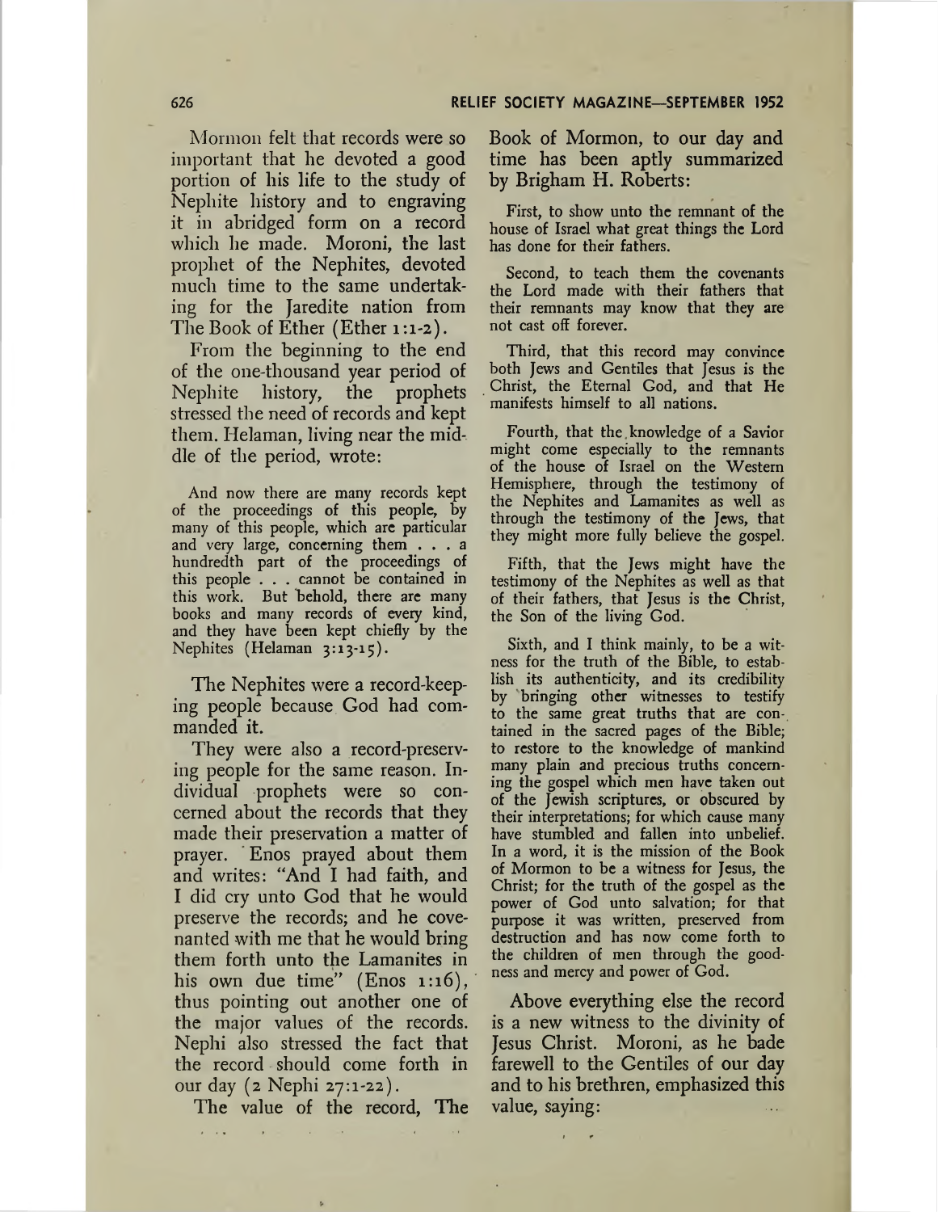Mormon felt that records were so important that he devoted a good portion of his life to the study of Nephite history and to engraving it in abridged form on a record which he made. Moroni, the last prophet of the Nephites, devoted much time to the same undertaking for the Jaredite nation from The Book of Ether (Ether 1:1-2).

From the beginning to the end of the one-thousand year period of Nephite history, the prophets stressed the need of records and kept them. Helaman, living near the middle of the period, wrote:

> And now there are many records kept of the proceedings of this people, by many of this people, which are particular and very large, concerning them . . . a hundredth part of the proceedings of this people . . . cannot be contained in this work. But behold, there are many books and many records of every kind, and they have been kept chiefly by the Nephites (Helaman 3:13-15).

The Nephites were a record-keeping people because God had commanded it.

They were also a record-preserving people for the same reason. Individual prophets were so concerned about the records that they made their preservation a matter of prayer. Enos prayed about them and writes: "And I had faith, and I did cry unto God that he would preserve the records; and he covenanted with me that he would bring them forth unto the Lamanites in his own due time" (Enos 1:16), thus pointing out another one of the major values of the records. Nephi also stressed the fact that the record should come forth in our day (2 Nephi 27:1-22).

The value of the record, The Book of Mormon, to our day and time has been aptly summarized by Brigham H. Roberts:

> First, to show unto the remnant of the house of Israel what great things the Lord has done for their fathers.
>
> Second, to teach them the covenants the Lord made with their fathers that their remnants may know that they are not cast off forever.
>
> Third, that this record may convince both Jews and Gentiles that Jesus is the Christ, the Eternal God, and that He manifests himself to all nations.
>
> Fourth, that the knowledge of a Savior might come especially to the remnants of the house of Israel on the Western Hemisphere, through the testimony of the Nephites and Lamanites as well as through the testimony of the Jews, that they might more fully believe the gospel.
>
> Fifth, that the Jews might have the testimony of the Nephites as well as that of their fathers, that Jesus is the Christ, the Son of the living God.
>
> Sixth, and I think mainly, to be a witness for the truth of the Bible, to establish its authenticity, and its credibility by bringing other witnesses to testify to the same great truths that are contained in the sacred pages of the Bible; to restore to the knowledge of mankind many plain and precious truths concerning the gospel which men have taken out of the Jewish scriptures, or obscured by their interpretations; for which cause many have stumbled and fallen into unbelief. In a word, it is the mission of the Book of Mormon to be a witness for Jesus, the Christ; for the truth of the gospel as the power of God unto salvation; for that purpose it was written, preserved from destruction and has now come forth to the children of men through the goodness and mercy and power of God.

Above everything else the record is a new witness to the divinity of Jesus Christ. Moroni, as he bade farewell to the Gentiles of our day and to his brethren, emphasized this value, saying: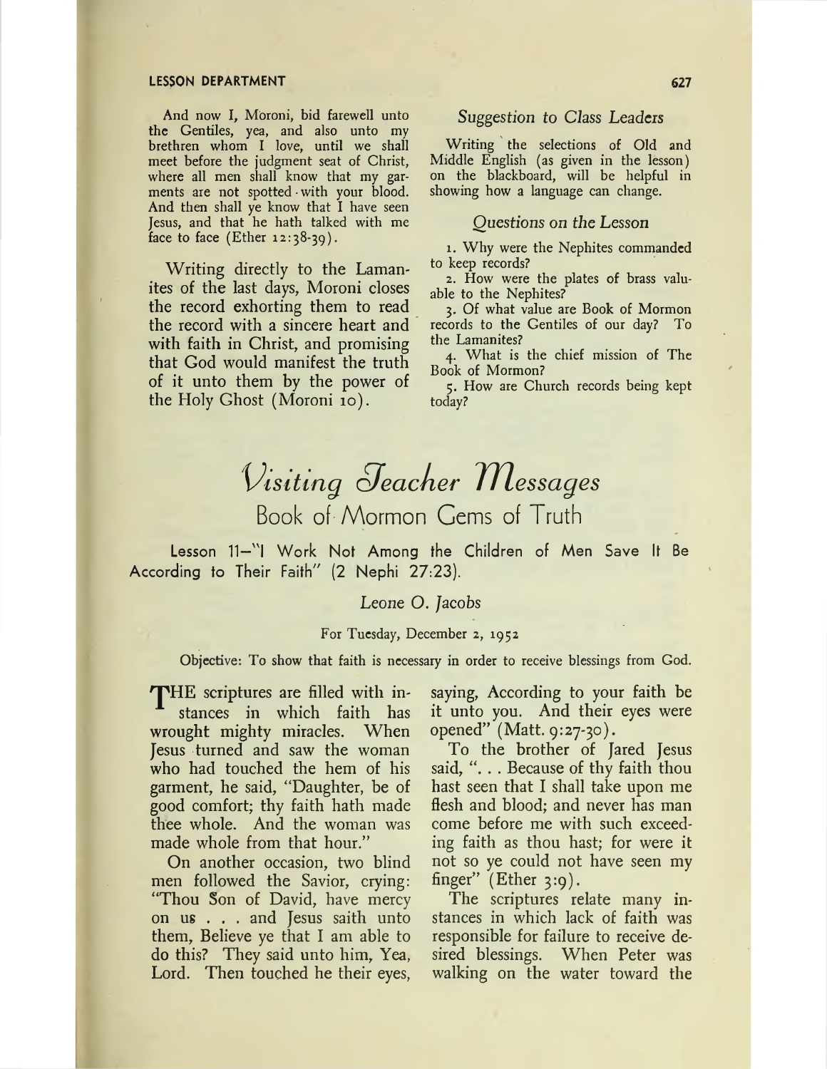And now I, Moroni, bid farewell unto the Gentiles, yea, and also unto my brethren whom I love, until we shall meet before the judgment seat of Christ, where all men shall know that my garments are not spotted with your blood. And then shall ye know that I have seen Jesus, and that he hath talked with me face to face (Ether 12:38-39).

Writing directly to the Lamanites of the last days, Moroni closes the record exhorting them to read the record with a sincere heart and with faith in Christ, and promising that God would manifest the truth of it unto them by the power of the Holy Ghost (Moroni 10).

### *Suggestion to Class Leaders*

Writing the selections of Old and Middle English (as given in the lesson) on the blackboard, will be helpful in showing how a language can change.

### *Questions on the Lesson*

1. Why were the Nephites commanded to keep records?
2. How were the plates of brass valuable to the Nephites?
3. Of what value are Book of Mormon records to the Gentiles of our day? To the Lamanites?
4. What is the chief mission of The Book of Mormon?
5. How are Church records being kept today?

# *Visiting Teacher Messages*

## Book of Mormon Gems of Truth

### Lesson 11—"I Work Not Among the Children of Men Save It Be According to Their Faith" (2 Nephi 27:23).

*Leone O. Jacobs*

For Tuesday, December 2, 1952

Objective: To show that faith is necessary in order to receive blessings from God.

THE scriptures are filled with instances in which faith has wrought mighty miracles. When Jesus turned and saw the woman who had touched the hem of his garment, he said, "Daughter, be of good comfort; thy faith hath made thee whole. And the woman was made whole from that hour."

On another occasion, two blind men followed the Savior, crying: "Thou Son of David, have mercy on us . . . and Jesus saith unto them, Believe ye that I am able to do this? They said unto him, Yea, Lord. Then touched he their eyes, saying, According to your faith be it unto you. And their eyes were opened" (Matt. 9:27-30).

To the brother of Jared Jesus said, ". . . Because of thy faith thou hast seen that I shall take upon me flesh and blood; and never has man come before me with such exceeding faith as thou hast; for were it not so ye could not have seen my finger" (Ether 3:9).

The scriptures relate many instances in which lack of faith was responsible for failure to receive desired blessings. When Peter was walking on the water toward the